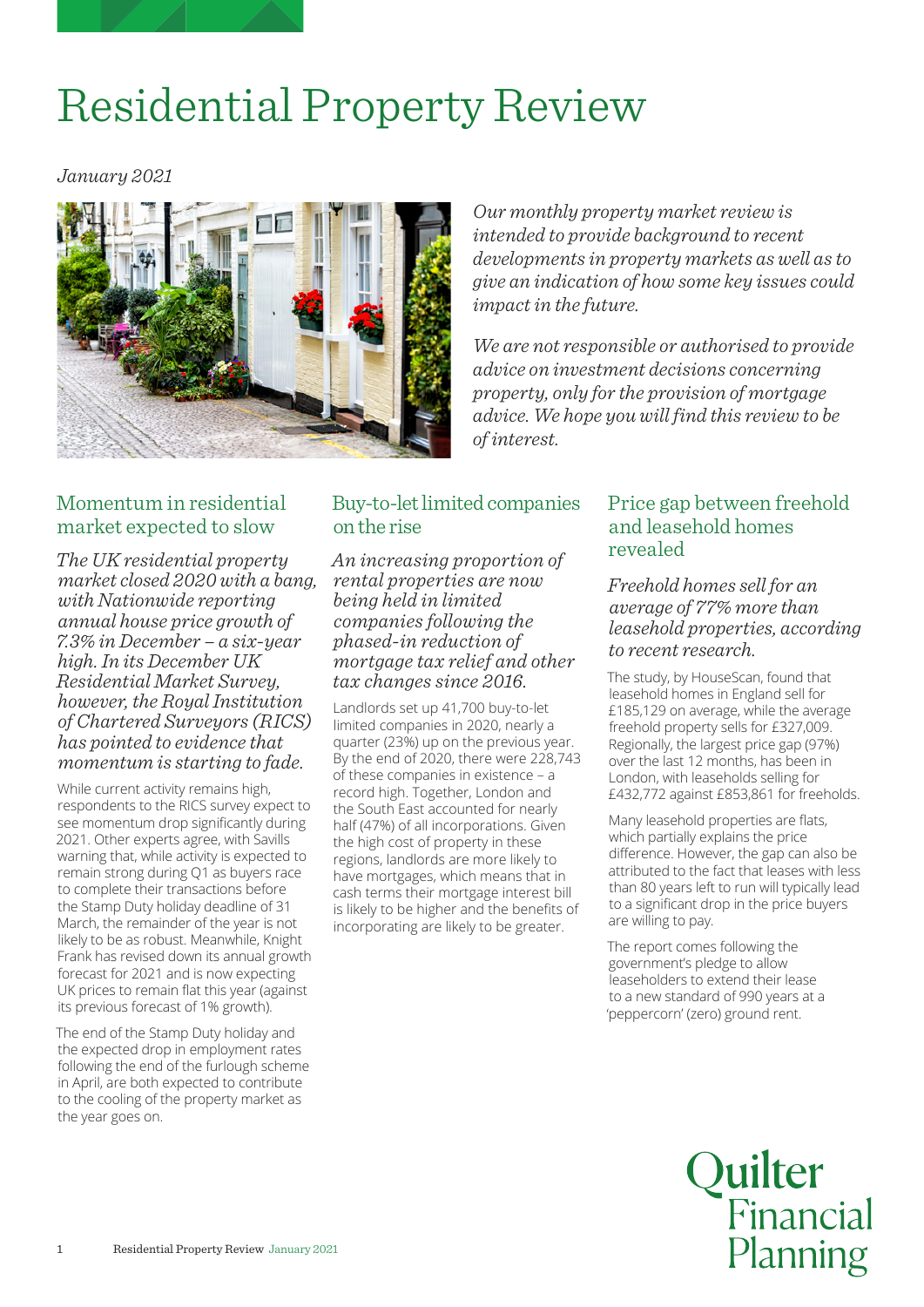# Residential Property Review

*January 2021*

*Our monthly property market review is intended to provide background to recent developments in property markets as well as to give an indication of how some key issues could impact in the future.*

*We are not responsible or authorised to provide advice on investment decisions concerning property, only for the provision of mortgage advice. We hope you will find this review to be of interest.*

## Momentum in residential market expected to slow

*The UK residential property market closed 2020 with a bang, with Nationwide reporting annual house price growth of 7.3% in December – a six-year high. In its December UK Residential Market Survey, however, the Royal Institution of Chartered Surveyors (RICS) has pointed to evidence that momentum is starting to fade.*

While current activity remains high, respondents to the RICS survey expect to see momentum drop significantly during 2021. Other experts agree, with Savills warning that, while activity is expected to remain strong during Q1 as buyers race to complete their transactions before the Stamp Duty holiday deadline of 31 March, the remainder of the year is not likely to be as robust. Meanwhile, Knight Frank has revised down its annual growth forecast for 2021 and is now expecting UK prices to remain flat this year (against its previous forecast of 1% growth).

The end of the Stamp Duty holiday and the expected drop in employment rates following the end of the furlough scheme in April, are both expected to contribute to the cooling of the property market as the year goes on.

## Buy-to-let limited companies on the rise

*An increasing proportion of rental properties are now being held in limited companies following the phased-in reduction of mortgage tax relief and other tax changes since 2016.*

Landlords set up 41,700 buy-to-let limited companies in 2020, nearly a quarter (23%) up on the previous year. By the end of 2020, there were 228,743 of these companies in existence – a record high. Together, London and the South East accounted for nearly half (47%) of all incorporations. Given the high cost of property in these regions, landlords are more likely to have mortgages, which means that in cash terms their mortgage interest bill is likely to be higher and the benefits of incorporating are likely to be greater.

## Price gap between freehold and leasehold homes revealed

*Freehold homes sell for an average of 77% more than leasehold properties, according to recent research.*

The study, by HouseScan, found that leasehold homes in England sell for £185,129 on average, while the average freehold property sells for £327,009. Regionally, the largest price gap (97%) over the last 12 months, has been in London, with leaseholds selling for £432,772 against £853,861 for freeholds.

Many leasehold properties are flats, which partially explains the price difference. However, the gap can also be attributed to the fact that leases with less than 80 years left to run will typically lead to a significant drop in the price buyers are willing to pay.

The report comes following the government's pledge to allow leaseholders to extend their lease to a new standard of 990 years at a 'peppercorn' (zero) ground rent.

Quilter Financial Planning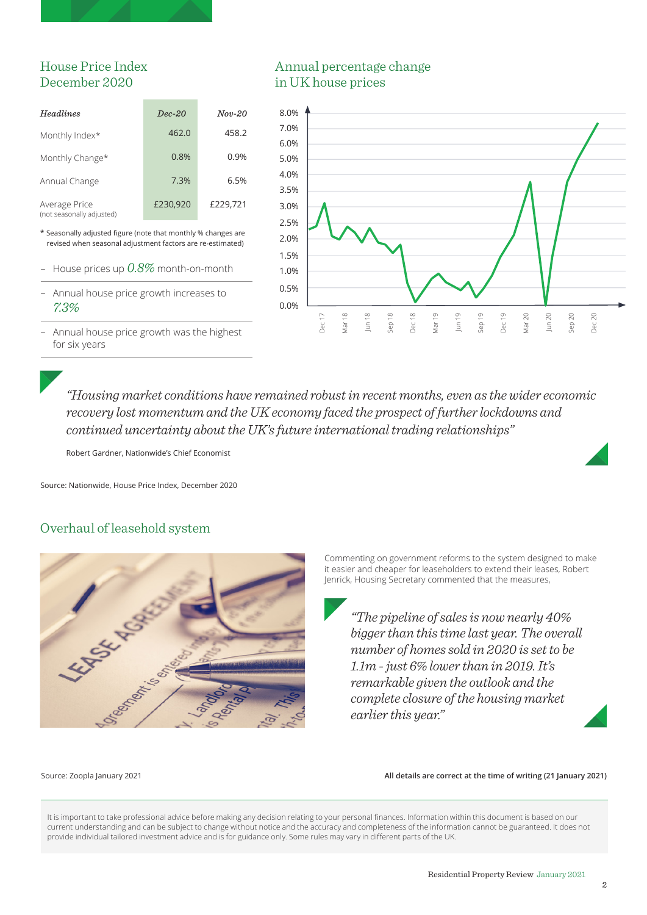## House Price Index December 2020

| *Headlines* | *Dec-20* | *Nov-20* |
|---|---|---|
| Monthly Index* | 462.0 | 458.2 |
| Monthly Change* | 0.8% | 0.9% |
| Annual Change | 7.3% | 6.5% |
| Average Price (not seasonally adjusted) | £230,920 | £229,721 |

* Seasonally adjusted figure (note that monthly % changes are revised when seasonal adjustment factors are re-estimated)

- House prices up *0.8%* month-on-month
- Annual house price growth increases to *7.3%*
- Annual house price growth was the highest for six years

## Annual percentage change in UK house prices

8.0%
7.0%
6.0%
5.0%
4.0%
3.5%
3.0%
2.5%
2.0%
1.5%
1.0%
0.5%
0.0%

Dec 17, Mar 18, Jun 18, Sep 18, Dec 18, Mar 19, Jun 19, Sep 19, Dec 19, Mar 20, Jun 20, Sep 20, Dec 20

*"Housing market conditions have remained robust in recent months, even as the wider economic recovery lost momentum and the UK economy faced the prospect of further lockdowns and continued uncertainty about the UK's future international trading relationships"*

Robert Gardner, Nationwide's Chief Economist

Source: Nationwide, House Price Index, December 2020

## Overhaul of leasehold system

Commenting on government reforms to the system designed to make it easier and cheaper for leaseholders to extend their leases, Robert Jenrick, Housing Secretary commented that the measures,

*"The pipeline of sales is now nearly 40% bigger than this time last year. The overall number of homes sold in 2020 is set to be 1.1m - just 6% lower than in 2019. It's remarkable given the outlook and the complete closure of the housing market earlier this year."*

Source: Zoopla January 2021

**All details are correct at the time of writing (21 January 2021)**

It is important to take professional advice before making any decision relating to your personal finances. Information within this document is based on our current understanding and can be subject to change without notice and the accuracy and completeness of the information cannot be guaranteed. It does not provide individual tailored investment advice and is for guidance only. Some rules may vary in different parts of the UK.